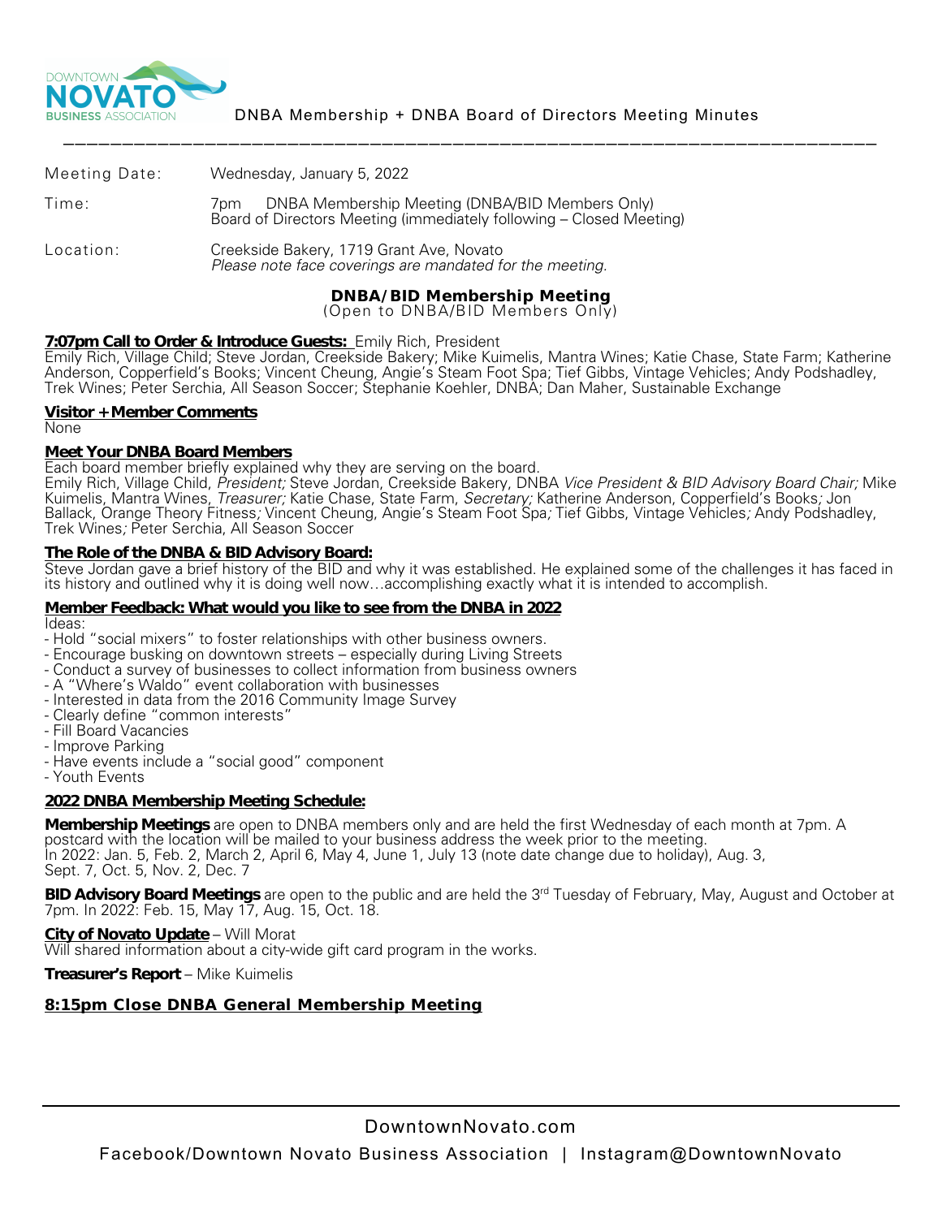DNBA Membership + DNBA Board of Directors Meeting Minutes

| | |
|---|---|
| Meeting Date: | Wednesday, January 5, 2022 |
| Time: | 7pm DNBA Membership Meeting (DNBA/BID Members Only)<br>Board of Directors Meeting (immediately following – Closed Meeting) |
| Location: | Creekside Bakery, 1719 Grant Ave, Novato<br>*Please note face coverings are mandated for the meeting.* |

## DNBA/BID Membership Meeting

(Open to DNBA/BID Members Only)

**7:07pm Call to Order & Introduce Guests:** Emily Rich, President

Emily Rich, Village Child; Steve Jordan, Creekside Bakery; Mike Kuimelis, Mantra Wines; Katie Chase, State Farm; Katherine Anderson, Copperfield's Books; Vincent Cheung, Angie's Steam Foot Spa; Tief Gibbs, Vintage Vehicles; Andy Podshadley, Trek Wines; Peter Serchia, All Season Soccer; Stephanie Koehler, DNBA; Dan Maher, Sustainable Exchange

**Visitor + Member Comments**

None

**Meet Your DNBA Board Members**

Each board member briefly explained why they are serving on the board.

Emily Rich, Village Child, *President;* Steve Jordan, Creekside Bakery, DNBA *Vice President & BID Advisory Board Chair;* Mike Kuimelis, Mantra Wines, *Treasurer;* Katie Chase, State Farm, *Secretary;* Katherine Anderson, Copperfield's Books; Jon Ballack, Orange Theory Fitness; Vincent Cheung, Angie's Steam Foot Spa; Tief Gibbs, Vintage Vehicles; Andy Podshadley, Trek Wines; Peter Serchia, All Season Soccer

**The Role of the DNBA & BID Advisory Board:**

Steve Jordan gave a brief history of the BID and why it was established. He explained some of the challenges it has faced in its history and outlined why it is doing well now…accomplishing exactly what it is intended to accomplish.

**Member Feedback: What would you like to see from the DNBA in 2022**

Ideas:

- Hold "social mixers" to foster relationships with other business owners.
- Encourage busking on downtown streets – especially during Living Streets
- Conduct a survey of businesses to collect information from business owners
- A "Where's Waldo" event collaboration with businesses
- Interested in data from the 2016 Community Image Survey
- Clearly define "common interests"
- Fill Board Vacancies
- Improve Parking
- Have events include a "social good" component
- Youth Events

**2022 DNBA Membership Meeting Schedule:**

**Membership Meetings** are open to DNBA members only and are held the first Wednesday of each month at 7pm. A postcard with the location will be mailed to your business address the week prior to the meeting.
In 2022: Jan. 5, Feb. 2, March 2, April 6, May 4, June 1, July 13 (note date change due to holiday), Aug. 3, Sept. 7, Oct. 5, Nov. 2, Dec. 7

**BID Advisory Board Meetings** are open to the public and are held the 3rd Tuesday of February, May, August and October at 7pm. In 2022: Feb. 15, May 17, Aug. 15, Oct. 18.

**City of Novato Update** – Will Morat

Will shared information about a city-wide gift card program in the works.

**Treasurer's Report** – Mike Kuimelis

**8:15pm Close DNBA General Membership Meeting**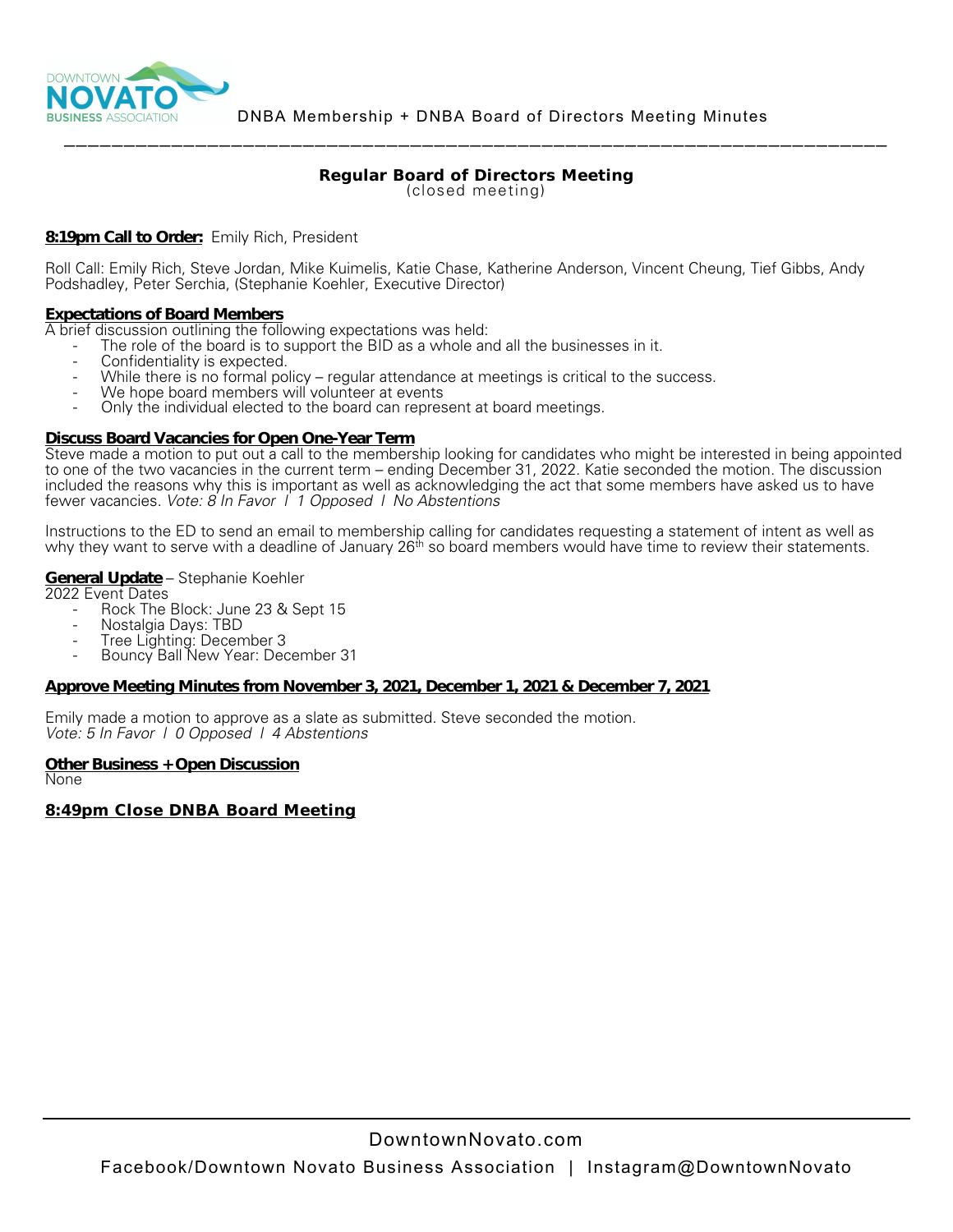DNBA Membership + DNBA Board of Directors Meeting Minutes

## Regular Board of Directors Meeting
(closed meeting)

**8:19pm Call to Order:** Emily Rich, President

Roll Call: Emily Rich, Steve Jordan, Mike Kuimelis, Katie Chase, Katherine Anderson, Vincent Cheung, Tief Gibbs, Andy Podshadley, Peter Serchia, (Stephanie Koehler, Executive Director)

**Expectations of Board Members**
A brief discussion outlining the following expectations was held:
- The role of the board is to support the BID as a whole and all the businesses in it.
- Confidentiality is expected.
- While there is no formal policy – regular attendance at meetings is critical to the success.
- We hope board members will volunteer at events
- Only the individual elected to the board can represent at board meetings.

**Discuss Board Vacancies for Open One-Year Term**
Steve made a motion to put out a call to the membership looking for candidates who might be interested in being appointed to one of the two vacancies in the current term – ending December 31, 2022. Katie seconded the motion. The discussion included the reasons why this is important as well as acknowledging the act that some members have asked us to have fewer vacancies. *Vote: 8 In Favor | 1 Opposed | No Abstentions*

Instructions to the ED to send an email to membership calling for candidates requesting a statement of intent as well as why they want to serve with a deadline of January 26th so board members would have time to review their statements.

**General Update** – Stephanie Koehler
2022 Event Dates
- Rock The Block: June 23 & Sept 15
- Nostalgia Days: TBD
- Tree Lighting: December 3
- Bouncy Ball New Year: December 31

**Approve Meeting Minutes from November 3, 2021, December 1, 2021 & December 7, 2021**

Emily made a motion to approve as a slate as submitted. Steve seconded the motion.
*Vote: 5 In Favor | 0 Opposed | 4 Abstentions*

**Other Business + Open Discussion**
None

**8:49pm Close DNBA Board Meeting**

DowntownNovato.com
Facebook/Downtown Novato Business Association | Instagram@DowntownNovato